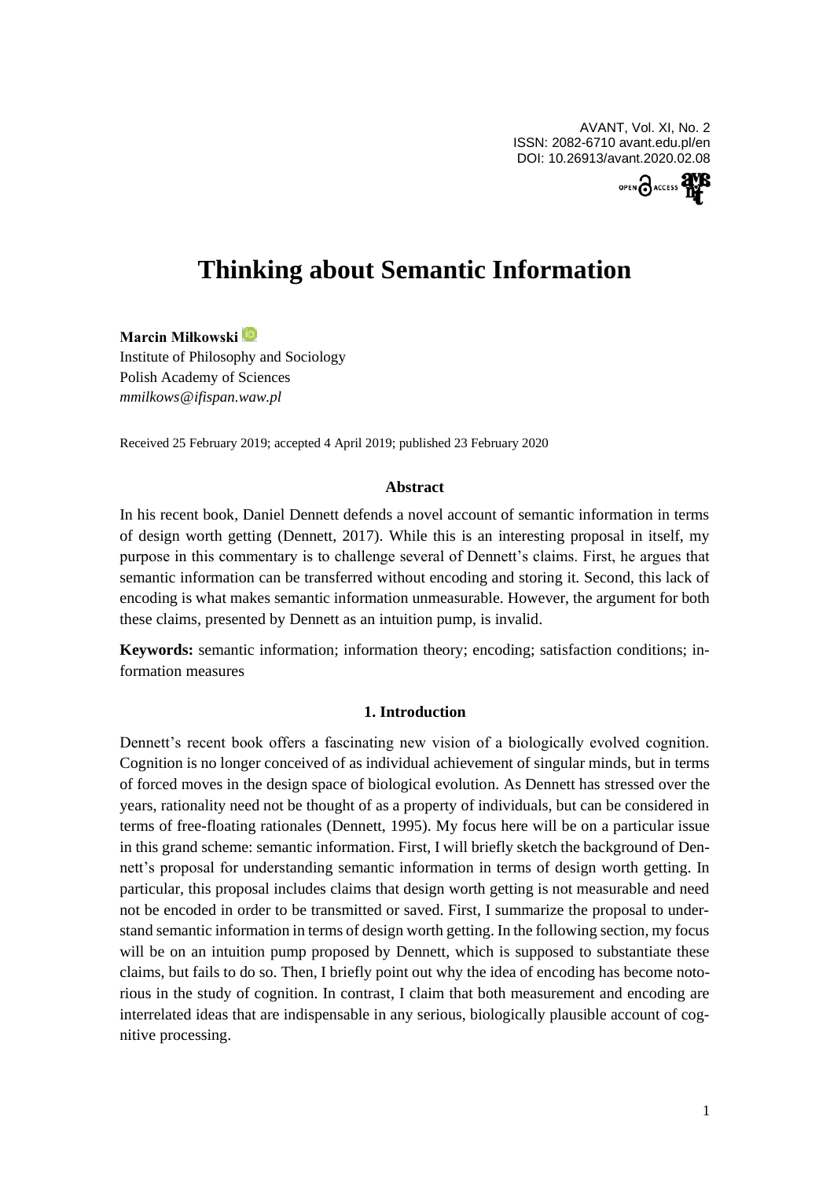# Thinking about Semantic Information

**Marcin Miłkowski**

Institute of Philosophy and Sociology
Polish Academy of Sciences
*mmilkows@ifispan.waw.pl*

Received 25 February 2019; accepted 4 April 2019; published 23 February 2020

### Abstract

In his recent book, Daniel Dennett defends a novel account of semantic information in terms of design worth getting (Dennett, 2017). While this is an interesting proposal in itself, my purpose in this commentary is to challenge several of Dennett's claims. First, he argues that semantic information can be transferred without encoding and storing it. Second, this lack of encoding is what makes semantic information unmeasurable. However, the argument for both these claims, presented by Dennett as an intuition pump, is invalid.

**Keywords:** semantic information; information theory; encoding; satisfaction conditions; information measures

## 1. Introduction

Dennett's recent book offers a fascinating new vision of a biologically evolved cognition. Cognition is no longer conceived of as individual achievement of singular minds, but in terms of forced moves in the design space of biological evolution. As Dennett has stressed over the years, rationality need not be thought of as a property of individuals, but can be considered in terms of free-floating rationales (Dennett, 1995). My focus here will be on a particular issue in this grand scheme: semantic information. First, I will briefly sketch the background of Dennett's proposal for understanding semantic information in terms of design worth getting. In particular, this proposal includes claims that design worth getting is not measurable and need not be encoded in order to be transmitted or saved. First, I summarize the proposal to understand semantic information in terms of design worth getting. In the following section, my focus will be on an intuition pump proposed by Dennett, which is supposed to substantiate these claims, but fails to do so. Then, I briefly point out why the idea of encoding has become notorious in the study of cognition. In contrast, I claim that both measurement and encoding are interrelated ideas that are indispensable in any serious, biologically plausible account of cognitive processing.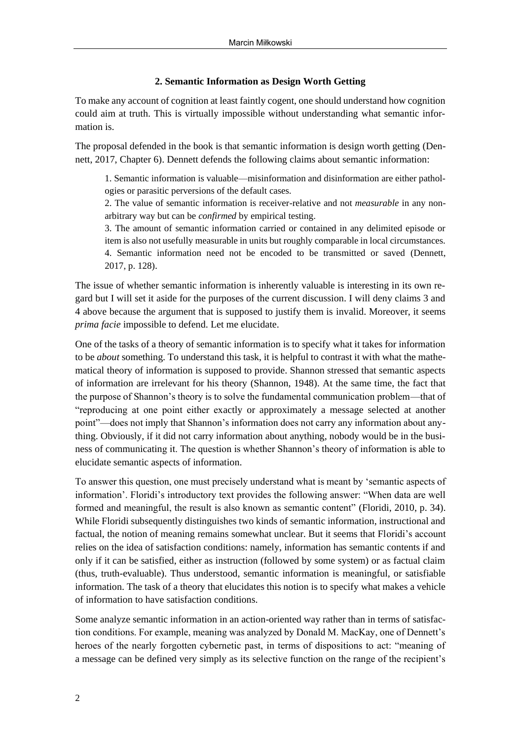## 2. Semantic Information as Design Worth Getting

To make any account of cognition at least faintly cogent, one should understand how cognition could aim at truth. This is virtually impossible without understanding what semantic information is.

The proposal defended in the book is that semantic information is design worth getting (Dennett, 2017, Chapter 6). Dennett defends the following claims about semantic information:

> 1. Semantic information is valuable—misinformation and disinformation are either pathologies or parasitic perversions of the default cases.
> 2. The value of semantic information is receiver-relative and not *measurable* in any non-arbitrary way but can be *confirmed* by empirical testing.
> 3. The amount of semantic information carried or contained in any delimited episode or item is also not usefully measurable in units but roughly comparable in local circumstances.
> 4. Semantic information need not be encoded to be transmitted or saved (Dennett, 2017, p. 128).

The issue of whether semantic information is inherently valuable is interesting in its own regard but I will set it aside for the purposes of the current discussion. I will deny claims 3 and 4 above because the argument that is supposed to justify them is invalid. Moreover, it seems *prima facie* impossible to defend. Let me elucidate.

One of the tasks of a theory of semantic information is to specify what it takes for information to be *about* something. To understand this task, it is helpful to contrast it with what the mathematical theory of information is supposed to provide. Shannon stressed that semantic aspects of information are irrelevant for his theory (Shannon, 1948). At the same time, the fact that the purpose of Shannon's theory is to solve the fundamental communication problem—that of "reproducing at one point either exactly or approximately a message selected at another point"—does not imply that Shannon's information does not carry any information about anything. Obviously, if it did not carry information about anything, nobody would be in the business of communicating it. The question is whether Shannon's theory of information is able to elucidate semantic aspects of information.

To answer this question, one must precisely understand what is meant by 'semantic aspects of information'. Floridi's introductory text provides the following answer: "When data are well formed and meaningful, the result is also known as semantic content" (Floridi, 2010, p. 34). While Floridi subsequently distinguishes two kinds of semantic information, instructional and factual, the notion of meaning remains somewhat unclear. But it seems that Floridi's account relies on the idea of satisfaction conditions: namely, information has semantic contents if and only if it can be satisfied, either as instruction (followed by some system) or as factual claim (thus, truth-evaluable). Thus understood, semantic information is meaningful, or satisfiable information. The task of a theory that elucidates this notion is to specify what makes a vehicle of information to have satisfaction conditions.

Some analyze semantic information in an action-oriented way rather than in terms of satisfaction conditions. For example, meaning was analyzed by Donald M. MacKay, one of Dennett's heroes of the nearly forgotten cybernetic past, in terms of dispositions to act: "meaning of a message can be defined very simply as its selective function on the range of the recipient's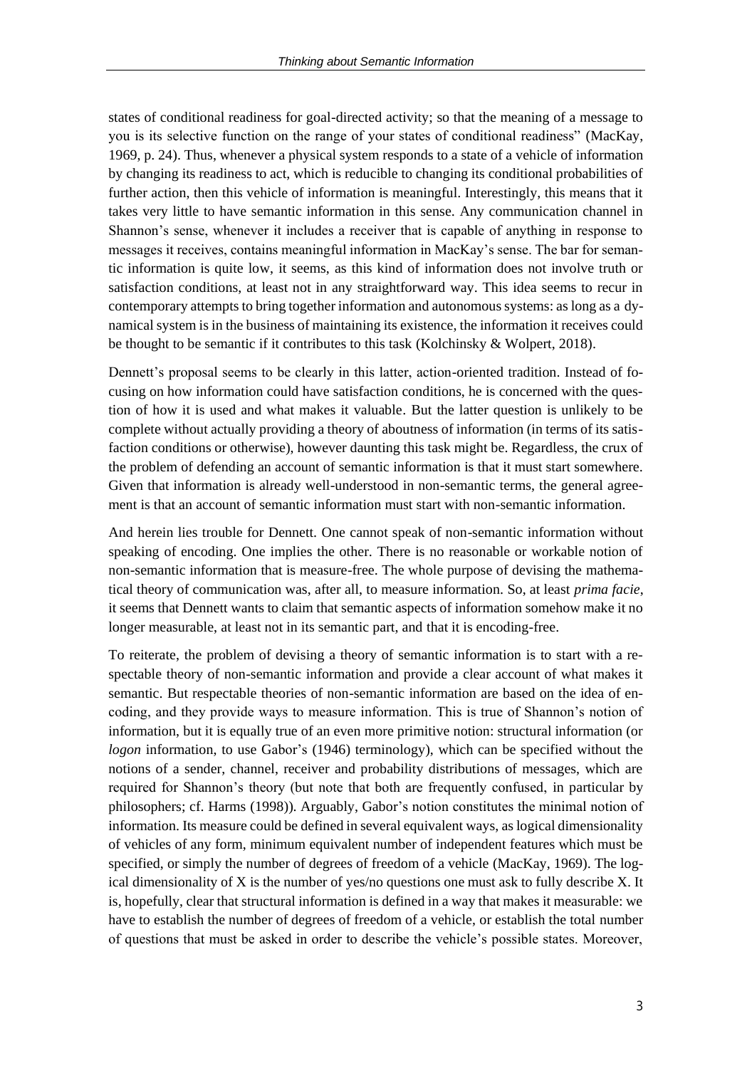states of conditional readiness for goal-directed activity; so that the meaning of a message to you is its selective function on the range of your states of conditional readiness" (MacKay, 1969, p. 24). Thus, whenever a physical system responds to a state of a vehicle of information by changing its readiness to act, which is reducible to changing its conditional probabilities of further action, then this vehicle of information is meaningful. Interestingly, this means that it takes very little to have semantic information in this sense. Any communication channel in Shannon's sense, whenever it includes a receiver that is capable of anything in response to messages it receives, contains meaningful information in MacKay's sense. The bar for semantic information is quite low, it seems, as this kind of information does not involve truth or satisfaction conditions, at least not in any straightforward way. This idea seems to recur in contemporary attempts to bring together information and autonomous systems: as long as a dynamical system is in the business of maintaining its existence, the information it receives could be thought to be semantic if it contributes to this task (Kolchinsky & Wolpert, 2018).

Dennett's proposal seems to be clearly in this latter, action-oriented tradition. Instead of focusing on how information could have satisfaction conditions, he is concerned with the question of how it is used and what makes it valuable. But the latter question is unlikely to be complete without actually providing a theory of aboutness of information (in terms of its satisfaction conditions or otherwise), however daunting this task might be. Regardless, the crux of the problem of defending an account of semantic information is that it must start somewhere. Given that information is already well-understood in non-semantic terms, the general agreement is that an account of semantic information must start with non-semantic information.

And herein lies trouble for Dennett. One cannot speak of non-semantic information without speaking of encoding. One implies the other. There is no reasonable or workable notion of non-semantic information that is measure-free. The whole purpose of devising the mathematical theory of communication was, after all, to measure information. So, at least *prima facie*, it seems that Dennett wants to claim that semantic aspects of information somehow make it no longer measurable, at least not in its semantic part, and that it is encoding-free.

To reiterate, the problem of devising a theory of semantic information is to start with a respectable theory of non-semantic information and provide a clear account of what makes it semantic. But respectable theories of non-semantic information are based on the idea of encoding, and they provide ways to measure information. This is true of Shannon's notion of information, but it is equally true of an even more primitive notion: structural information (or *logon* information, to use Gabor's (1946) terminology), which can be specified without the notions of a sender, channel, receiver and probability distributions of messages, which are required for Shannon's theory (but note that both are frequently confused, in particular by philosophers; cf. Harms (1998)). Arguably, Gabor's notion constitutes the minimal notion of information. Its measure could be defined in several equivalent ways, as logical dimensionality of vehicles of any form, minimum equivalent number of independent features which must be specified, or simply the number of degrees of freedom of a vehicle (MacKay, 1969). The logical dimensionality of X is the number of yes/no questions one must ask to fully describe X. It is, hopefully, clear that structural information is defined in a way that makes it measurable: we have to establish the number of degrees of freedom of a vehicle, or establish the total number of questions that must be asked in order to describe the vehicle's possible states. Moreover,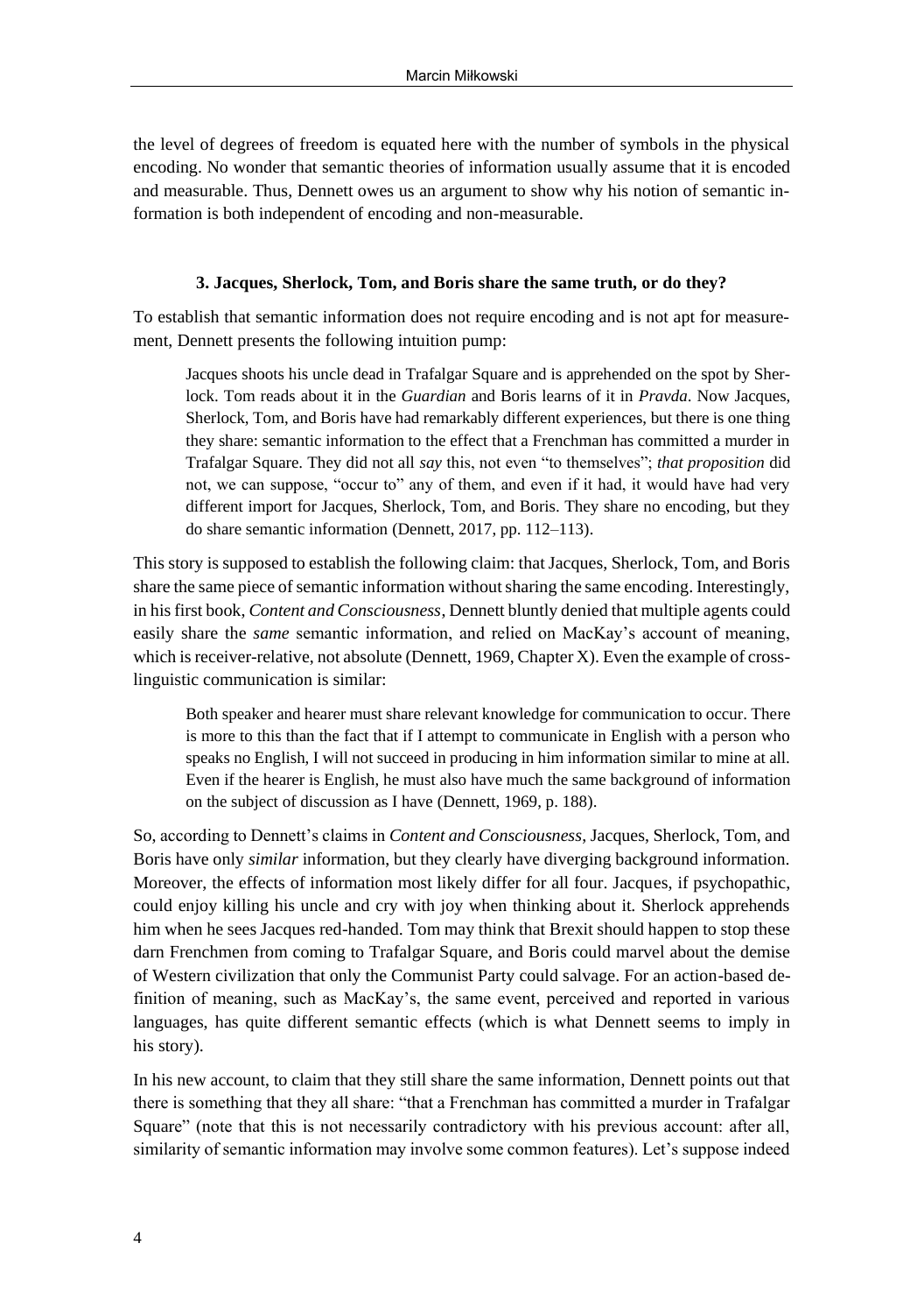the level of degrees of freedom is equated here with the number of symbols in the physical encoding. No wonder that semantic theories of information usually assume that it is encoded and measurable. Thus, Dennett owes us an argument to show why his notion of semantic information is both independent of encoding and non-measurable.

### 3. Jacques, Sherlock, Tom, and Boris share the same truth, or do they?

To establish that semantic information does not require encoding and is not apt for measurement, Dennett presents the following intuition pump:

> Jacques shoots his uncle dead in Trafalgar Square and is apprehended on the spot by Sherlock. Tom reads about it in the *Guardian* and Boris learns of it in *Pravda*. Now Jacques, Sherlock, Tom, and Boris have had remarkably different experiences, but there is one thing they share: semantic information to the effect that a Frenchman has committed a murder in Trafalgar Square. They did not all *say* this, not even "to themselves"; *that proposition* did not, we can suppose, "occur to" any of them, and even if it had, it would have had very different import for Jacques, Sherlock, Tom, and Boris. They share no encoding, but they do share semantic information (Dennett, 2017, pp. 112–113).

This story is supposed to establish the following claim: that Jacques, Sherlock, Tom, and Boris share the same piece of semantic information without sharing the same encoding. Interestingly, in his first book, *Content and Consciousness*, Dennett bluntly denied that multiple agents could easily share the *same* semantic information, and relied on MacKay's account of meaning, which is receiver-relative, not absolute (Dennett, 1969, Chapter X). Even the example of cross-linguistic communication is similar:

> Both speaker and hearer must share relevant knowledge for communication to occur. There is more to this than the fact that if I attempt to communicate in English with a person who speaks no English, I will not succeed in producing in him information similar to mine at all. Even if the hearer is English, he must also have much the same background of information on the subject of discussion as I have (Dennett, 1969, p. 188).

So, according to Dennett's claims in *Content and Consciousness*, Jacques, Sherlock, Tom, and Boris have only *similar* information, but they clearly have diverging background information. Moreover, the effects of information most likely differ for all four. Jacques, if psychopathic, could enjoy killing his uncle and cry with joy when thinking about it. Sherlock apprehends him when he sees Jacques red-handed. Tom may think that Brexit should happen to stop these darn Frenchmen from coming to Trafalgar Square, and Boris could marvel about the demise of Western civilization that only the Communist Party could salvage. For an action-based definition of meaning, such as MacKay's, the same event, perceived and reported in various languages, has quite different semantic effects (which is what Dennett seems to imply in his story).

In his new account, to claim that they still share the same information, Dennett points out that there is something that they all share: "that a Frenchman has committed a murder in Trafalgar Square" (note that this is not necessarily contradictory with his previous account: after all, similarity of semantic information may involve some common features). Let's suppose indeed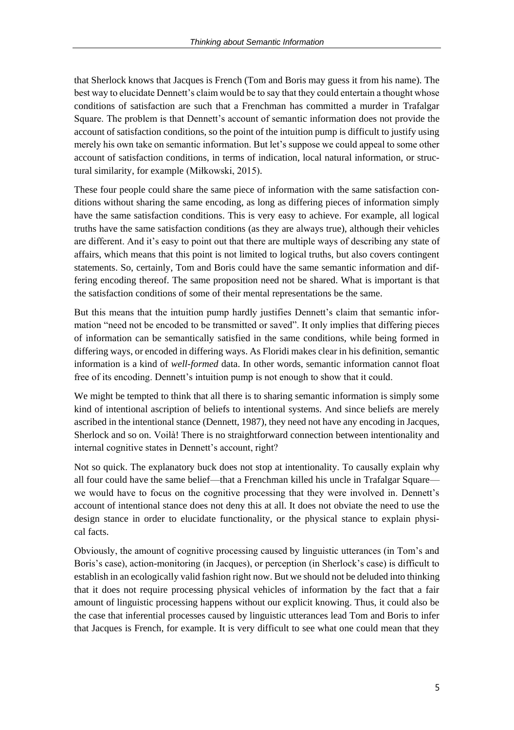that Sherlock knows that Jacques is French (Tom and Boris may guess it from his name). The best way to elucidate Dennett's claim would be to say that they could entertain a thought whose conditions of satisfaction are such that a Frenchman has committed a murder in Trafalgar Square. The problem is that Dennett's account of semantic information does not provide the account of satisfaction conditions, so the point of the intuition pump is difficult to justify using merely his own take on semantic information. But let's suppose we could appeal to some other account of satisfaction conditions, in terms of indication, local natural information, or structural similarity, for example (Miłkowski, 2015).

These four people could share the same piece of information with the same satisfaction conditions without sharing the same encoding, as long as differing pieces of information simply have the same satisfaction conditions. This is very easy to achieve. For example, all logical truths have the same satisfaction conditions (as they are always true), although their vehicles are different. And it's easy to point out that there are multiple ways of describing any state of affairs, which means that this point is not limited to logical truths, but also covers contingent statements. So, certainly, Tom and Boris could have the same semantic information and differing encoding thereof. The same proposition need not be shared. What is important is that the satisfaction conditions of some of their mental representations be the same.

But this means that the intuition pump hardly justifies Dennett's claim that semantic information "need not be encoded to be transmitted or saved". It only implies that differing pieces of information can be semantically satisfied in the same conditions, while being formed in differing ways, or encoded in differing ways. As Floridi makes clear in his definition, semantic information is a kind of *well-formed* data. In other words, semantic information cannot float free of its encoding. Dennett's intuition pump is not enough to show that it could.

We might be tempted to think that all there is to sharing semantic information is simply some kind of intentional ascription of beliefs to intentional systems. And since beliefs are merely ascribed in the intentional stance (Dennett, 1987), they need not have any encoding in Jacques, Sherlock and so on. Voilà! There is no straightforward connection between intentionality and internal cognitive states in Dennett's account, right?

Not so quick. The explanatory buck does not stop at intentionality. To causally explain why all four could have the same belief—that a Frenchman killed his uncle in Trafalgar Square—we would have to focus on the cognitive processing that they were involved in. Dennett's account of intentional stance does not deny this at all. It does not obviate the need to use the design stance in order to elucidate functionality, or the physical stance to explain physical facts.

Obviously, the amount of cognitive processing caused by linguistic utterances (in Tom's and Boris's case), action-monitoring (in Jacques), or perception (in Sherlock's case) is difficult to establish in an ecologically valid fashion right now. But we should not be deluded into thinking that it does not require processing physical vehicles of information by the fact that a fair amount of linguistic processing happens without our explicit knowing. Thus, it could also be the case that inferential processes caused by linguistic utterances lead Tom and Boris to infer that Jacques is French, for example. It is very difficult to see what one could mean that they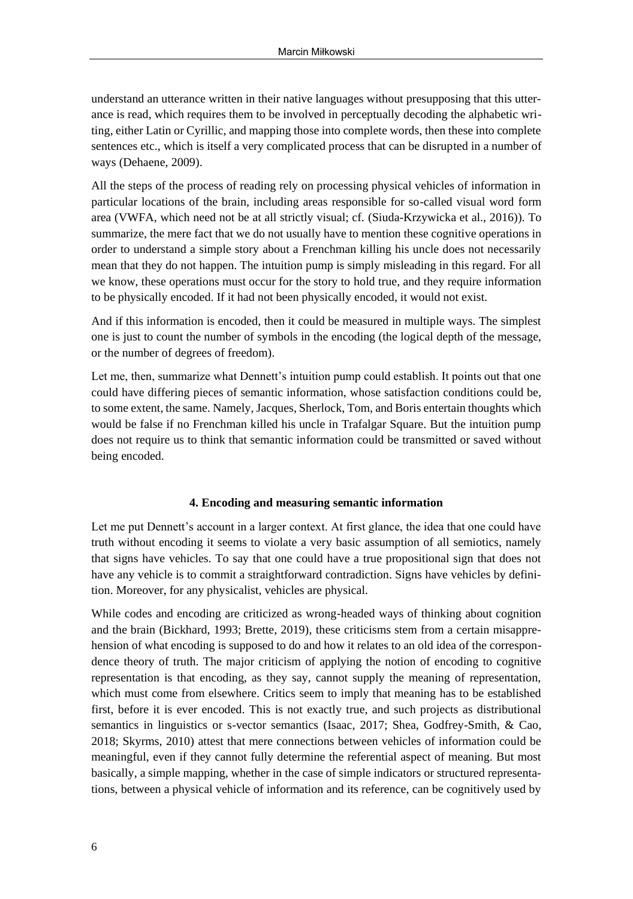understand an utterance written in their native languages without presupposing that this utterance is read, which requires them to be involved in perceptually decoding the alphabetic writing, either Latin or Cyrillic, and mapping those into complete words, then these into complete sentences etc., which is itself a very complicated process that can be disrupted in a number of ways (Dehaene, 2009).

All the steps of the process of reading rely on processing physical vehicles of information in particular locations of the brain, including areas responsible for so-called visual word form area (VWFA, which need not be at all strictly visual; cf. (Siuda-Krzywicka et al., 2016)). To summarize, the mere fact that we do not usually have to mention these cognitive operations in order to understand a simple story about a Frenchman killing his uncle does not necessarily mean that they do not happen. The intuition pump is simply misleading in this regard. For all we know, these operations must occur for the story to hold true, and they require information to be physically encoded. If it had not been physically encoded, it would not exist.

And if this information is encoded, then it could be measured in multiple ways. The simplest one is just to count the number of symbols in the encoding (the logical depth of the message, or the number of degrees of freedom).

Let me, then, summarize what Dennett's intuition pump could establish. It points out that one could have differing pieces of semantic information, whose satisfaction conditions could be, to some extent, the same. Namely, Jacques, Sherlock, Tom, and Boris entertain thoughts which would be false if no Frenchman killed his uncle in Trafalgar Square. But the intuition pump does not require us to think that semantic information could be transmitted or saved without being encoded.

## 4. Encoding and measuring semantic information

Let me put Dennett's account in a larger context. At first glance, the idea that one could have truth without encoding it seems to violate a very basic assumption of all semiotics, namely that signs have vehicles. To say that one could have a true propositional sign that does not have any vehicle is to commit a straightforward contradiction. Signs have vehicles by definition. Moreover, for any physicalist, vehicles are physical.

While codes and encoding are criticized as wrong-headed ways of thinking about cognition and the brain (Bickhard, 1993; Brette, 2019), these criticisms stem from a certain misapprehension of what encoding is supposed to do and how it relates to an old idea of the correspondence theory of truth. The major criticism of applying the notion of encoding to cognitive representation is that encoding, as they say, cannot supply the meaning of representation, which must come from elsewhere. Critics seem to imply that meaning has to be established first, before it is ever encoded. This is not exactly true, and such projects as distributional semantics in linguistics or s-vector semantics (Isaac, 2017; Shea, Godfrey-Smith, & Cao, 2018; Skyrms, 2010) attest that mere connections between vehicles of information could be meaningful, even if they cannot fully determine the referential aspect of meaning. But most basically, a simple mapping, whether in the case of simple indicators or structured representations, between a physical vehicle of information and its reference, can be cognitively used by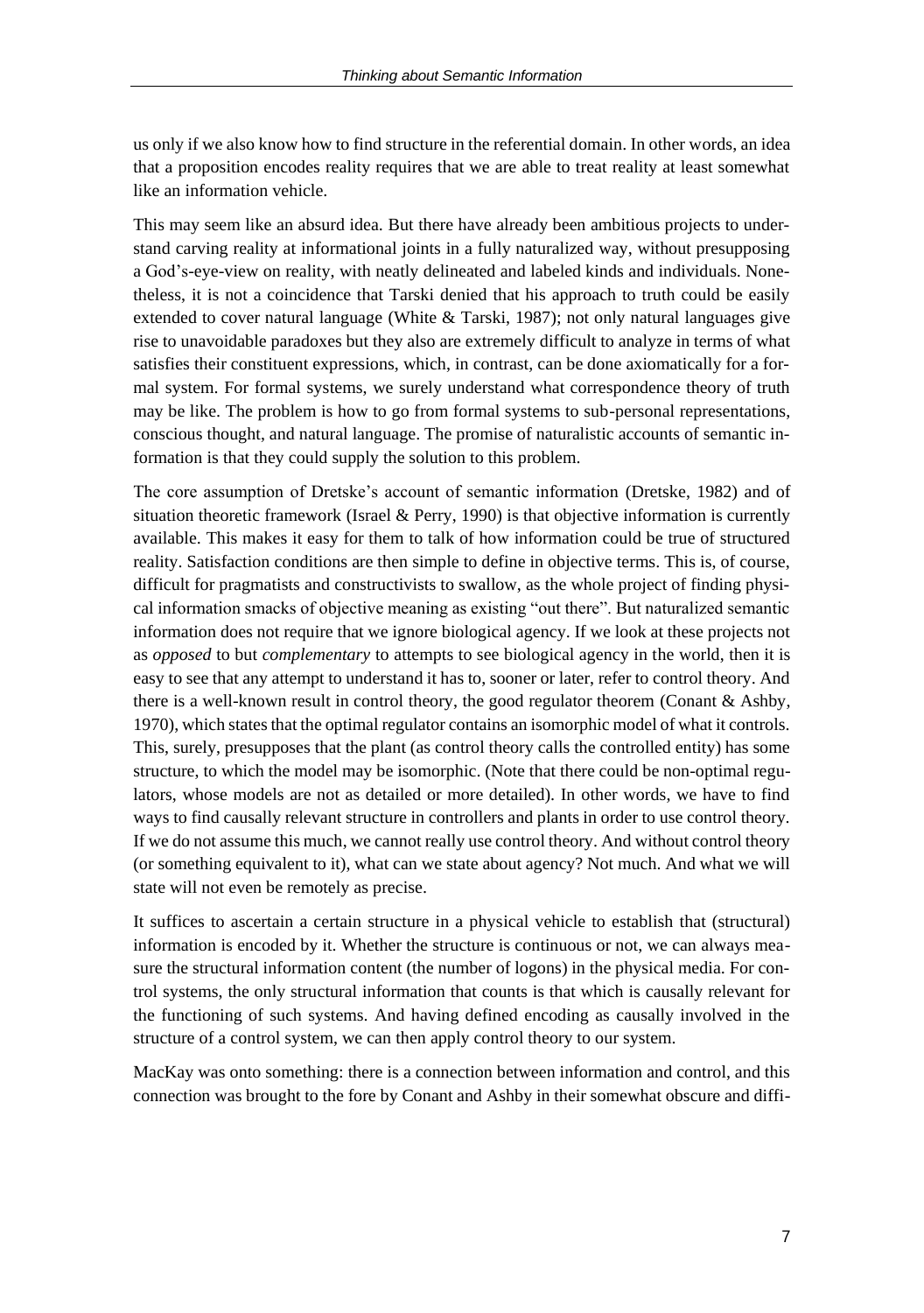us only if we also know how to find structure in the referential domain. In other words, an idea that a proposition encodes reality requires that we are able to treat reality at least somewhat like an information vehicle.

This may seem like an absurd idea. But there have already been ambitious projects to understand carving reality at informational joints in a fully naturalized way, without presupposing a God's-eye-view on reality, with neatly delineated and labeled kinds and individuals. Nonetheless, it is not a coincidence that Tarski denied that his approach to truth could be easily extended to cover natural language (White & Tarski, 1987); not only natural languages give rise to unavoidable paradoxes but they also are extremely difficult to analyze in terms of what satisfies their constituent expressions, which, in contrast, can be done axiomatically for a formal system. For formal systems, we surely understand what correspondence theory of truth may be like. The problem is how to go from formal systems to sub-personal representations, conscious thought, and natural language. The promise of naturalistic accounts of semantic information is that they could supply the solution to this problem.

The core assumption of Dretske's account of semantic information (Dretske, 1982) and of situation theoretic framework (Israel & Perry, 1990) is that objective information is currently available. This makes it easy for them to talk of how information could be true of structured reality. Satisfaction conditions are then simple to define in objective terms. This is, of course, difficult for pragmatists and constructivists to swallow, as the whole project of finding physical information smacks of objective meaning as existing "out there". But naturalized semantic information does not require that we ignore biological agency. If we look at these projects not as *opposed* to but *complementary* to attempts to see biological agency in the world, then it is easy to see that any attempt to understand it has to, sooner or later, refer to control theory. And there is a well-known result in control theory, the good regulator theorem (Conant & Ashby, 1970), which states that the optimal regulator contains an isomorphic model of what it controls. This, surely, presupposes that the plant (as control theory calls the controlled entity) has some structure, to which the model may be isomorphic. (Note that there could be non-optimal regulators, whose models are not as detailed or more detailed). In other words, we have to find ways to find causally relevant structure in controllers and plants in order to use control theory. If we do not assume this much, we cannot really use control theory. And without control theory (or something equivalent to it), what can we state about agency? Not much. And what we will state will not even be remotely as precise.

It suffices to ascertain a certain structure in a physical vehicle to establish that (structural) information is encoded by it. Whether the structure is continuous or not, we can always measure the structural information content (the number of logons) in the physical media. For control systems, the only structural information that counts is that which is causally relevant for the functioning of such systems. And having defined encoding as causally involved in the structure of a control system, we can then apply control theory to our system.

MacKay was onto something: there is a connection between information and control, and this connection was brought to the fore by Conant and Ashby in their somewhat obscure and diffi-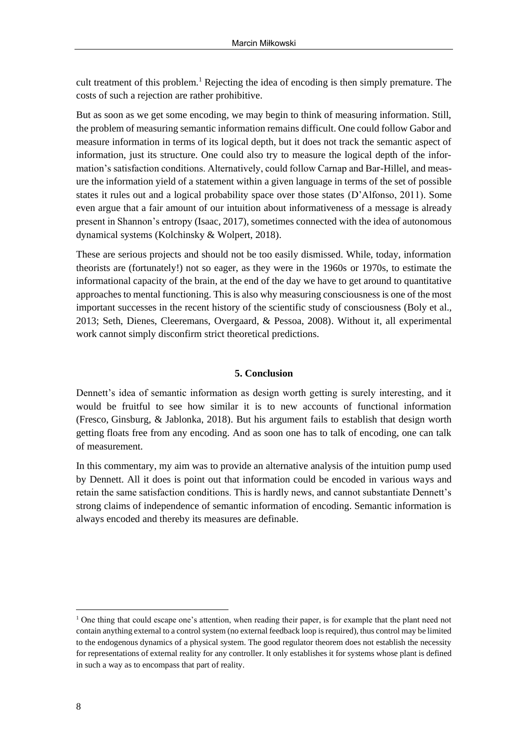cult treatment of this problem.[1] Rejecting the idea of encoding is then simply premature. The costs of such a rejection are rather prohibitive.

But as soon as we get some encoding, we may begin to think of measuring information. Still, the problem of measuring semantic information remains difficult. One could follow Gabor and measure information in terms of its logical depth, but it does not track the semantic aspect of information, just its structure. One could also try to measure the logical depth of the information's satisfaction conditions. Alternatively, could follow Carnap and Bar-Hillel, and measure the information yield of a statement within a given language in terms of the set of possible states it rules out and a logical probability space over those states (D'Alfonso, 2011). Some even argue that a fair amount of our intuition about informativeness of a message is already present in Shannon's entropy (Isaac, 2017), sometimes connected with the idea of autonomous dynamical systems (Kolchinsky & Wolpert, 2018).

These are serious projects and should not be too easily dismissed. While, today, information theorists are (fortunately!) not so eager, as they were in the 1960s or 1970s, to estimate the informational capacity of the brain, at the end of the day we have to get around to quantitative approaches to mental functioning. This is also why measuring consciousness is one of the most important successes in the recent history of the scientific study of consciousness (Boly et al., 2013; Seth, Dienes, Cleeremans, Overgaard, & Pessoa, 2008). Without it, all experimental work cannot simply disconfirm strict theoretical predictions.

## 5. Conclusion

Dennett's idea of semantic information as design worth getting is surely interesting, and it would be fruitful to see how similar it is to new accounts of functional information (Fresco, Ginsburg, & Jablonka, 2018). But his argument fails to establish that design worth getting floats free from any encoding. And as soon one has to talk of encoding, one can talk of measurement.

In this commentary, my aim was to provide an alternative analysis of the intuition pump used by Dennett. All it does is point out that information could be encoded in various ways and retain the same satisfaction conditions. This is hardly news, and cannot substantiate Dennett's strong claims of independence of semantic information of encoding. Semantic information is always encoded and thereby its measures are definable.

[1] One thing that could escape one's attention, when reading their paper, is for example that the plant need not contain anything external to a control system (no external feedback loop is required), thus control may be limited to the endogenous dynamics of a physical system. The good regulator theorem does not establish the necessity for representations of external reality for any controller. It only establishes it for systems whose plant is defined in such a way as to encompass that part of reality.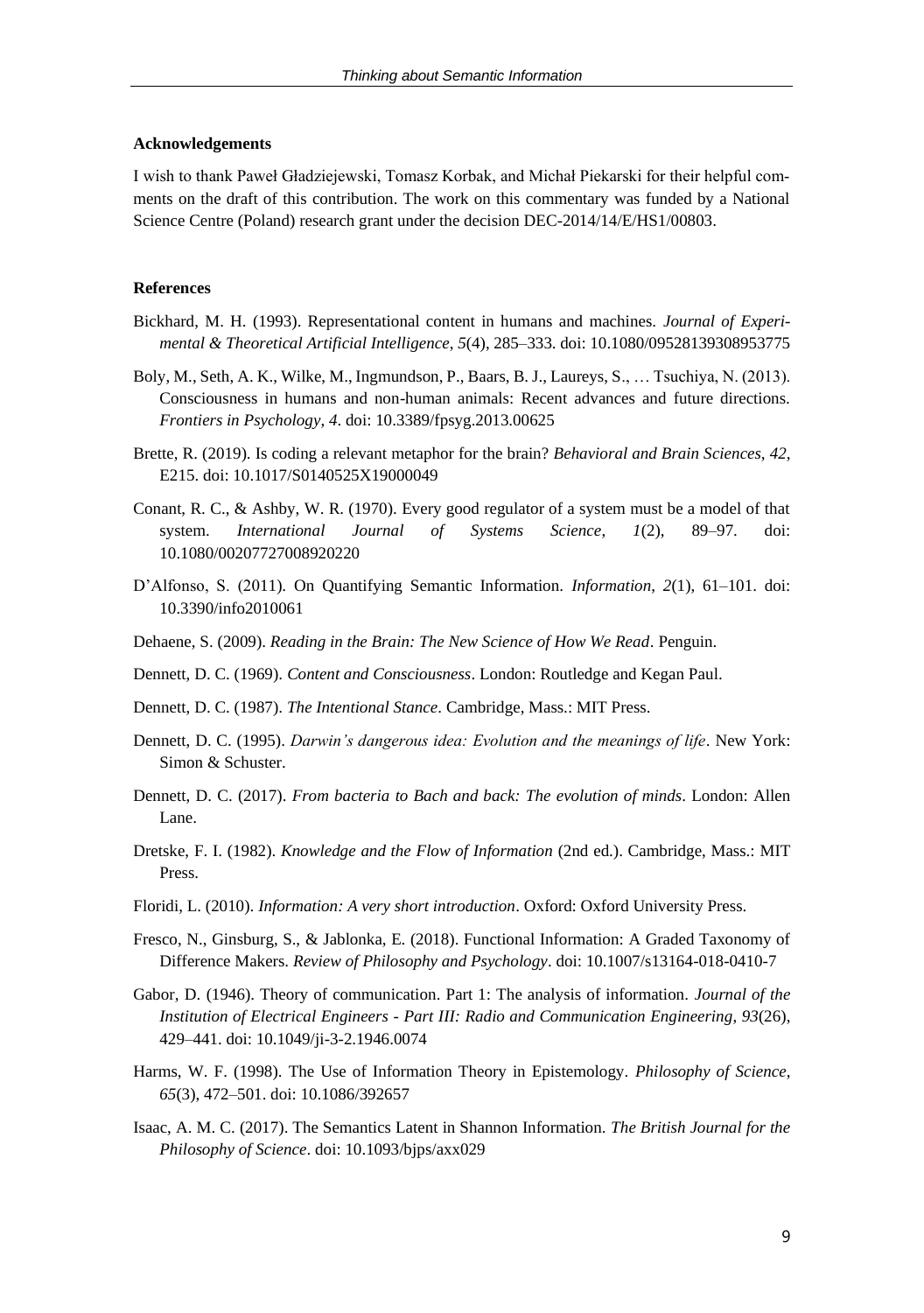**Acknowledgements**

I wish to thank Paweł Gładziejewski, Tomasz Korbak, and Michał Piekarski for their helpful comments on the draft of this contribution. The work on this commentary was funded by a National Science Centre (Poland) research grant under the decision DEC-2014/14/E/HS1/00803.

**References**

Bickhard, M. H. (1993). Representational content in humans and machines. *Journal of Experimental & Theoretical Artificial Intelligence*, *5*(4), 285–333. doi: 10.1080/09528139308953775

Boly, M., Seth, A. K., Wilke, M., Ingmundson, P., Baars, B. J., Laureys, S., … Tsuchiya, N. (2013). Consciousness in humans and non-human animals: Recent advances and future directions. *Frontiers in Psychology*, *4*. doi: 10.3389/fpsyg.2013.00625

Brette, R. (2019). Is coding a relevant metaphor for the brain? *Behavioral and Brain Sciences*, *42*, E215. doi: 10.1017/S0140525X19000049

Conant, R. C., & Ashby, W. R. (1970). Every good regulator of a system must be a model of that system. *International Journal of Systems Science*, *1*(2), 89–97. doi: 10.1080/00207727008920220

D'Alfonso, S. (2011). On Quantifying Semantic Information. *Information*, *2*(1), 61–101. doi: 10.3390/info2010061

Dehaene, S. (2009). *Reading in the Brain: The New Science of How We Read*. Penguin.

Dennett, D. C. (1969). *Content and Consciousness*. London: Routledge and Kegan Paul.

Dennett, D. C. (1987). *The Intentional Stance*. Cambridge, Mass.: MIT Press.

Dennett, D. C. (1995). *Darwin's dangerous idea: Evolution and the meanings of life*. New York: Simon & Schuster.

Dennett, D. C. (2017). *From bacteria to Bach and back: The evolution of minds*. London: Allen Lane.

Dretske, F. I. (1982). *Knowledge and the Flow of Information* (2nd ed.). Cambridge, Mass.: MIT Press.

Floridi, L. (2010). *Information: A very short introduction*. Oxford: Oxford University Press.

Fresco, N., Ginsburg, S., & Jablonka, E. (2018). Functional Information: A Graded Taxonomy of Difference Makers. *Review of Philosophy and Psychology*. doi: 10.1007/s13164-018-0410-7

Gabor, D. (1946). Theory of communication. Part 1: The analysis of information. *Journal of the Institution of Electrical Engineers - Part III: Radio and Communication Engineering*, *93*(26), 429–441. doi: 10.1049/ji-3-2.1946.0074

Harms, W. F. (1998). The Use of Information Theory in Epistemology. *Philosophy of Science*, *65*(3), 472–501. doi: 10.1086/392657

Isaac, A. M. C. (2017). The Semantics Latent in Shannon Information. *The British Journal for the Philosophy of Science*. doi: 10.1093/bjps/axx029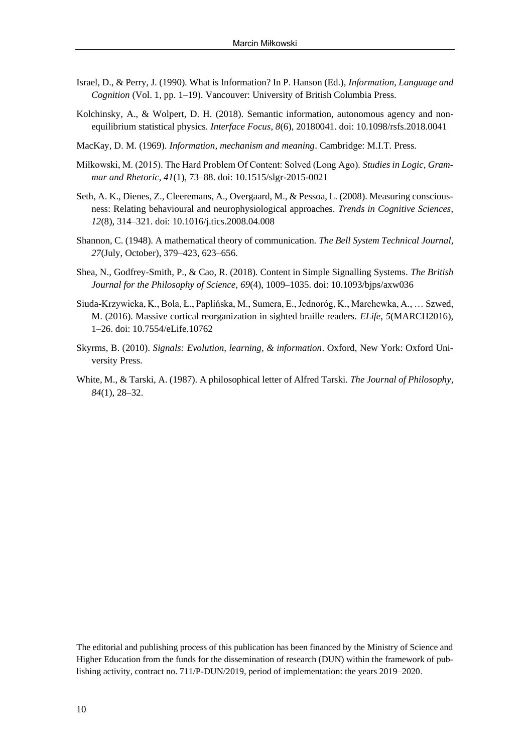Israel, D., & Perry, J. (1990). What is Information? In P. Hanson (Ed.), *Information, Language and Cognition* (Vol. 1, pp. 1–19). Vancouver: University of British Columbia Press.

Kolchinsky, A., & Wolpert, D. H. (2018). Semantic information, autonomous agency and non-equilibrium statistical physics. *Interface Focus*, *8*(6), 20180041. doi: 10.1098/rsfs.2018.0041

MacKay, D. M. (1969). *Information, mechanism and meaning*. Cambridge: M.I.T. Press.

Miłkowski, M. (2015). The Hard Problem Of Content: Solved (Long Ago). *Studies in Logic, Grammar and Rhetoric*, *41*(1), 73–88. doi: 10.1515/slgr-2015-0021

Seth, A. K., Dienes, Z., Cleeremans, A., Overgaard, M., & Pessoa, L. (2008). Measuring consciousness: Relating behavioural and neurophysiological approaches. *Trends in Cognitive Sciences*, *12*(8), 314–321. doi: 10.1016/j.tics.2008.04.008

Shannon, C. (1948). A mathematical theory of communication. *The Bell System Technical Journal*, *27*(July, October), 379–423, 623–656.

Shea, N., Godfrey-Smith, P., & Cao, R. (2018). Content in Simple Signalling Systems. *The British Journal for the Philosophy of Science*, *69*(4), 1009–1035. doi: 10.1093/bjps/axw036

Siuda-Krzywicka, K., Bola, Ł., Paplińska, M., Sumera, E., Jednoróg, K., Marchewka, A., … Szwed, M. (2016). Massive cortical reorganization in sighted braille readers. *ELife*, *5*(MARCH2016), 1–26. doi: 10.7554/eLife.10762

Skyrms, B. (2010). *Signals: Evolution, learning, & information*. Oxford, New York: Oxford University Press.

White, M., & Tarski, A. (1987). A philosophical letter of Alfred Tarski. *The Journal of Philosophy*, *84*(1), 28–32.

The editorial and publishing process of this publication has been financed by the Ministry of Science and Higher Education from the funds for the dissemination of research (DUN) within the framework of publishing activity, contract no. 711/P-DUN/2019, period of implementation: the years 2019–2020.